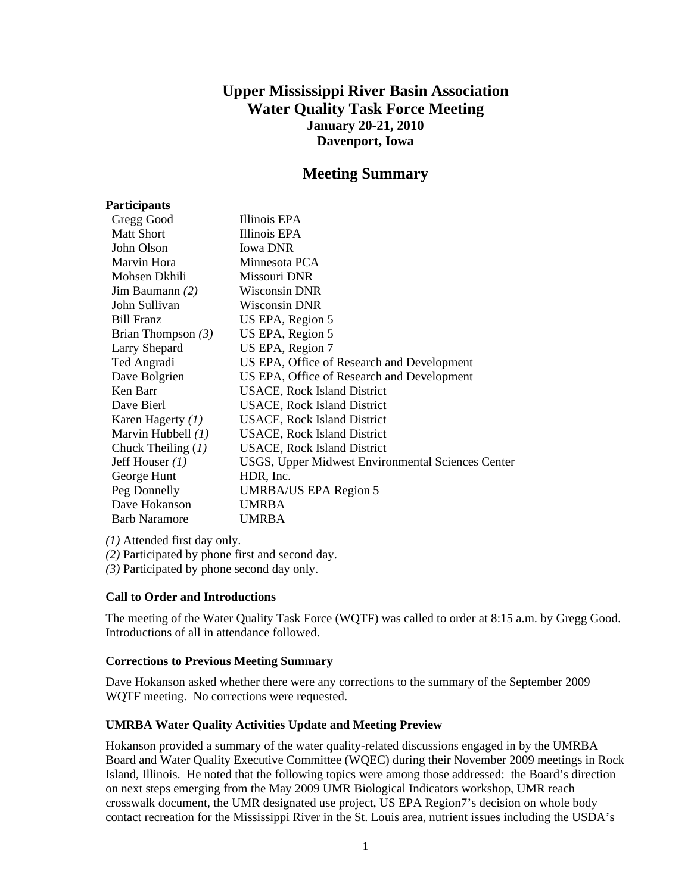# Upper Mississippi River Basin Association
# Water Quality Task Force Meeting
### January 20-21, 2010
### Davenport, Iowa

## Meeting Summary

**Participants**

| | |
|---|---|
| Gregg Good | Illinois EPA |
| Matt Short | Illinois EPA |
| John Olson | Iowa DNR |
| Marvin Hora | Minnesota PCA |
| Mohsen Dkhili | Missouri DNR |
| Jim Baumann *(2)* | Wisconsin DNR |
| John Sullivan | Wisconsin DNR |
| Bill Franz | US EPA, Region 5 |
| Brian Thompson *(3)* | US EPA, Region 5 |
| Larry Shepard | US EPA, Region 7 |
| Ted Angradi | US EPA, Office of Research and Development |
| Dave Bolgrien | US EPA, Office of Research and Development |
| Ken Barr | USACE, Rock Island District |
| Dave Bierl | USACE, Rock Island District |
| Karen Hagerty *(1)* | USACE, Rock Island District |
| Marvin Hubbell *(1)* | USACE, Rock Island District |
| Chuck Theiling (*1*) | USACE, Rock Island District |
| Jeff Houser *(1)* | USGS, Upper Midwest Environmental Sciences Center |
| George Hunt | HDR, Inc. |
| Peg Donnelly | UMRBA/US EPA Region 5 |
| Dave Hokanson | UMRBA |
| Barb Naramore | UMRBA |

*(1)* Attended first day only.
*(2)* Participated by phone first and second day.
*(3)* Participated by phone second day only.

### Call to Order and Introductions

The meeting of the Water Quality Task Force (WQTF) was called to order at 8:15 a.m. by Gregg Good. Introductions of all in attendance followed.

### Corrections to Previous Meeting Summary

Dave Hokanson asked whether there were any corrections to the summary of the September 2009 WQTF meeting. No corrections were requested.

### UMRBA Water Quality Activities Update and Meeting Preview

Hokanson provided a summary of the water quality-related discussions engaged in by the UMRBA Board and Water Quality Executive Committee (WQEC) during their November 2009 meetings in Rock Island, Illinois. He noted that the following topics were among those addressed: the Board's direction on next steps emerging from the May 2009 UMR Biological Indicators workshop, UMR reach crosswalk document, the UMR designated use project, US EPA Region7's decision on whole body contact recreation for the Mississippi River in the St. Louis area, nutrient issues including the USDA's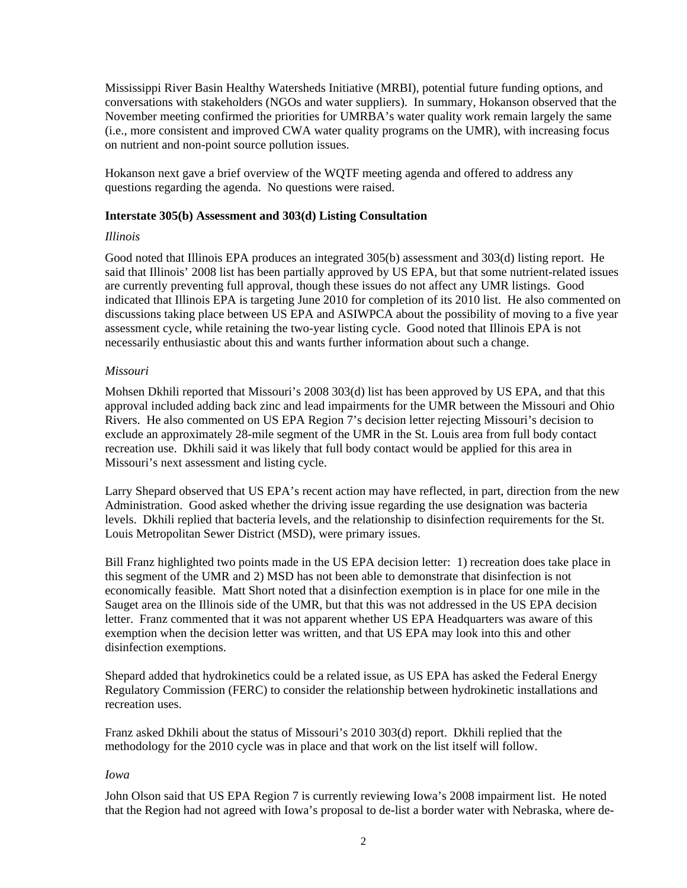Mississippi River Basin Healthy Watersheds Initiative (MRBI), potential future funding options, and conversations with stakeholders (NGOs and water suppliers). In summary, Hokanson observed that the November meeting confirmed the priorities for UMRBA's water quality work remain largely the same (i.e., more consistent and improved CWA water quality programs on the UMR), with increasing focus on nutrient and non-point source pollution issues.

Hokanson next gave a brief overview of the WQTF meeting agenda and offered to address any questions regarding the agenda. No questions were raised.

**Interstate 305(b) Assessment and 303(d) Listing Consultation**

*Illinois*

Good noted that Illinois EPA produces an integrated 305(b) assessment and 303(d) listing report. He said that Illinois' 2008 list has been partially approved by US EPA, but that some nutrient-related issues are currently preventing full approval, though these issues do not affect any UMR listings. Good indicated that Illinois EPA is targeting June 2010 for completion of its 2010 list. He also commented on discussions taking place between US EPA and ASIWPCA about the possibility of moving to a five year assessment cycle, while retaining the two-year listing cycle. Good noted that Illinois EPA is not necessarily enthusiastic about this and wants further information about such a change.

*Missouri*

Mohsen Dkhili reported that Missouri's 2008 303(d) list has been approved by US EPA, and that this approval included adding back zinc and lead impairments for the UMR between the Missouri and Ohio Rivers. He also commented on US EPA Region 7's decision letter rejecting Missouri's decision to exclude an approximately 28-mile segment of the UMR in the St. Louis area from full body contact recreation use. Dkhili said it was likely that full body contact would be applied for this area in Missouri's next assessment and listing cycle.

Larry Shepard observed that US EPA's recent action may have reflected, in part, direction from the new Administration. Good asked whether the driving issue regarding the use designation was bacteria levels. Dkhili replied that bacteria levels, and the relationship to disinfection requirements for the St. Louis Metropolitan Sewer District (MSD), were primary issues.

Bill Franz highlighted two points made in the US EPA decision letter: 1) recreation does take place in this segment of the UMR and 2) MSD has not been able to demonstrate that disinfection is not economically feasible. Matt Short noted that a disinfection exemption is in place for one mile in the Sauget area on the Illinois side of the UMR, but that this was not addressed in the US EPA decision letter. Franz commented that it was not apparent whether US EPA Headquarters was aware of this exemption when the decision letter was written, and that US EPA may look into this and other disinfection exemptions.

Shepard added that hydrokinetics could be a related issue, as US EPA has asked the Federal Energy Regulatory Commission (FERC) to consider the relationship between hydrokinetic installations and recreation uses.

Franz asked Dkhili about the status of Missouri's 2010 303(d) report. Dkhili replied that the methodology for the 2010 cycle was in place and that work on the list itself will follow.

*Iowa*

John Olson said that US EPA Region 7 is currently reviewing Iowa's 2008 impairment list. He noted that the Region had not agreed with Iowa's proposal to de-list a border water with Nebraska, where de-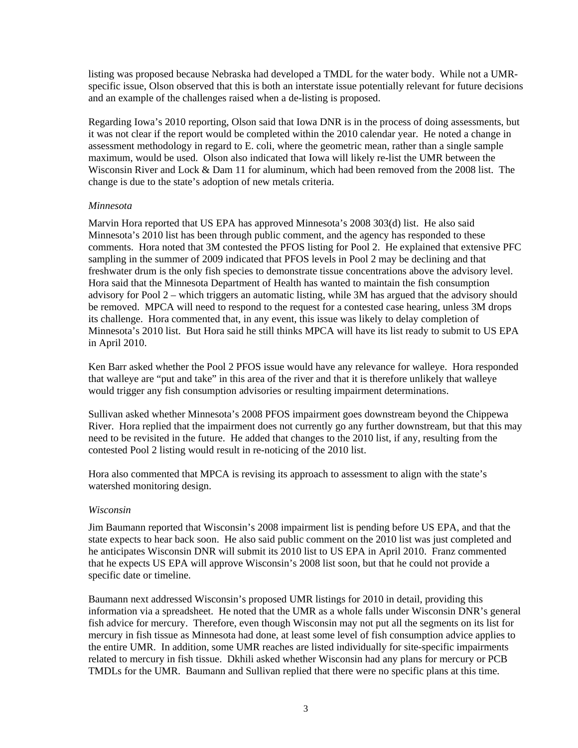listing was proposed because Nebraska had developed a TMDL for the water body. While not a UMR-specific issue, Olson observed that this is both an interstate issue potentially relevant for future decisions and an example of the challenges raised when a de-listing is proposed.

Regarding Iowa's 2010 reporting, Olson said that Iowa DNR is in the process of doing assessments, but it was not clear if the report would be completed within the 2010 calendar year. He noted a change in assessment methodology in regard to E. coli, where the geometric mean, rather than a single sample maximum, would be used. Olson also indicated that Iowa will likely re-list the UMR between the Wisconsin River and Lock & Dam 11 for aluminum, which had been removed from the 2008 list. The change is due to the state's adoption of new metals criteria.

*Minnesota*

Marvin Hora reported that US EPA has approved Minnesota's 2008 303(d) list. He also said Minnesota's 2010 list has been through public comment, and the agency has responded to these comments. Hora noted that 3M contested the PFOS listing for Pool 2. He explained that extensive PFC sampling in the summer of 2009 indicated that PFOS levels in Pool 2 may be declining and that freshwater drum is the only fish species to demonstrate tissue concentrations above the advisory level. Hora said that the Minnesota Department of Health has wanted to maintain the fish consumption advisory for Pool 2 – which triggers an automatic listing, while 3M has argued that the advisory should be removed. MPCA will need to respond to the request for a contested case hearing, unless 3M drops its challenge. Hora commented that, in any event, this issue was likely to delay completion of Minnesota's 2010 list. But Hora said he still thinks MPCA will have its list ready to submit to US EPA in April 2010.

Ken Barr asked whether the Pool 2 PFOS issue would have any relevance for walleye. Hora responded that walleye are "put and take" in this area of the river and that it is therefore unlikely that walleye would trigger any fish consumption advisories or resulting impairment determinations.

Sullivan asked whether Minnesota's 2008 PFOS impairment goes downstream beyond the Chippewa River. Hora replied that the impairment does not currently go any further downstream, but that this may need to be revisited in the future. He added that changes to the 2010 list, if any, resulting from the contested Pool 2 listing would result in re-noticing of the 2010 list.

Hora also commented that MPCA is revising its approach to assessment to align with the state's watershed monitoring design.

*Wisconsin*

Jim Baumann reported that Wisconsin's 2008 impairment list is pending before US EPA, and that the state expects to hear back soon. He also said public comment on the 2010 list was just completed and he anticipates Wisconsin DNR will submit its 2010 list to US EPA in April 2010. Franz commented that he expects US EPA will approve Wisconsin's 2008 list soon, but that he could not provide a specific date or timeline.

Baumann next addressed Wisconsin's proposed UMR listings for 2010 in detail, providing this information via a spreadsheet. He noted that the UMR as a whole falls under Wisconsin DNR's general fish advice for mercury. Therefore, even though Wisconsin may not put all the segments on its list for mercury in fish tissue as Minnesota had done, at least some level of fish consumption advice applies to the entire UMR. In addition, some UMR reaches are listed individually for site-specific impairments related to mercury in fish tissue. Dkhili asked whether Wisconsin had any plans for mercury or PCB TMDLs for the UMR. Baumann and Sullivan replied that there were no specific plans at this time.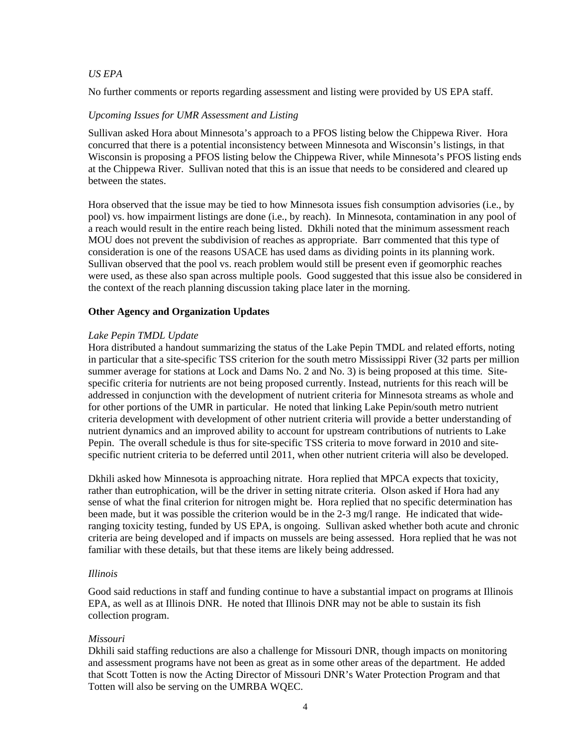*US EPA*

No further comments or reports regarding assessment and listing were provided by US EPA staff.

*Upcoming Issues for UMR Assessment and Listing*

Sullivan asked Hora about Minnesota's approach to a PFOS listing below the Chippewa River. Hora concurred that there is a potential inconsistency between Minnesota and Wisconsin's listings, in that Wisconsin is proposing a PFOS listing below the Chippewa River, while Minnesota's PFOS listing ends at the Chippewa River. Sullivan noted that this is an issue that needs to be considered and cleared up between the states.

Hora observed that the issue may be tied to how Minnesota issues fish consumption advisories (i.e., by pool) vs. how impairment listings are done (i.e., by reach). In Minnesota, contamination in any pool of a reach would result in the entire reach being listed. Dkhili noted that the minimum assessment reach MOU does not prevent the subdivision of reaches as appropriate. Barr commented that this type of consideration is one of the reasons USACE has used dams as dividing points in its planning work. Sullivan observed that the pool vs. reach problem would still be present even if geomorphic reaches were used, as these also span across multiple pools. Good suggested that this issue also be considered in the context of the reach planning discussion taking place later in the morning.

**Other Agency and Organization Updates**

*Lake Pepin TMDL Update*

Hora distributed a handout summarizing the status of the Lake Pepin TMDL and related efforts, noting in particular that a site-specific TSS criterion for the south metro Mississippi River (32 parts per million summer average for stations at Lock and Dams No. 2 and No. 3) is being proposed at this time. Site-specific criteria for nutrients are not being proposed currently. Instead, nutrients for this reach will be addressed in conjunction with the development of nutrient criteria for Minnesota streams as whole and for other portions of the UMR in particular. He noted that linking Lake Pepin/south metro nutrient criteria development with development of other nutrient criteria will provide a better understanding of nutrient dynamics and an improved ability to account for upstream contributions of nutrients to Lake Pepin. The overall schedule is thus for site-specific TSS criteria to move forward in 2010 and site-specific nutrient criteria to be deferred until 2011, when other nutrient criteria will also be developed.

Dkhili asked how Minnesota is approaching nitrate. Hora replied that MPCA expects that toxicity, rather than eutrophication, will be the driver in setting nitrate criteria. Olson asked if Hora had any sense of what the final criterion for nitrogen might be. Hora replied that no specific determination has been made, but it was possible the criterion would be in the 2-3 mg/l range. He indicated that wide-ranging toxicity testing, funded by US EPA, is ongoing. Sullivan asked whether both acute and chronic criteria are being developed and if impacts on mussels are being assessed. Hora replied that he was not familiar with these details, but that these items are likely being addressed.

*Illinois*

Good said reductions in staff and funding continue to have a substantial impact on programs at Illinois EPA, as well as at Illinois DNR. He noted that Illinois DNR may not be able to sustain its fish collection program.

*Missouri*

Dkhili said staffing reductions are also a challenge for Missouri DNR, though impacts on monitoring and assessment programs have not been as great as in some other areas of the department. He added that Scott Totten is now the Acting Director of Missouri DNR's Water Protection Program and that Totten will also be serving on the UMRBA WQEC.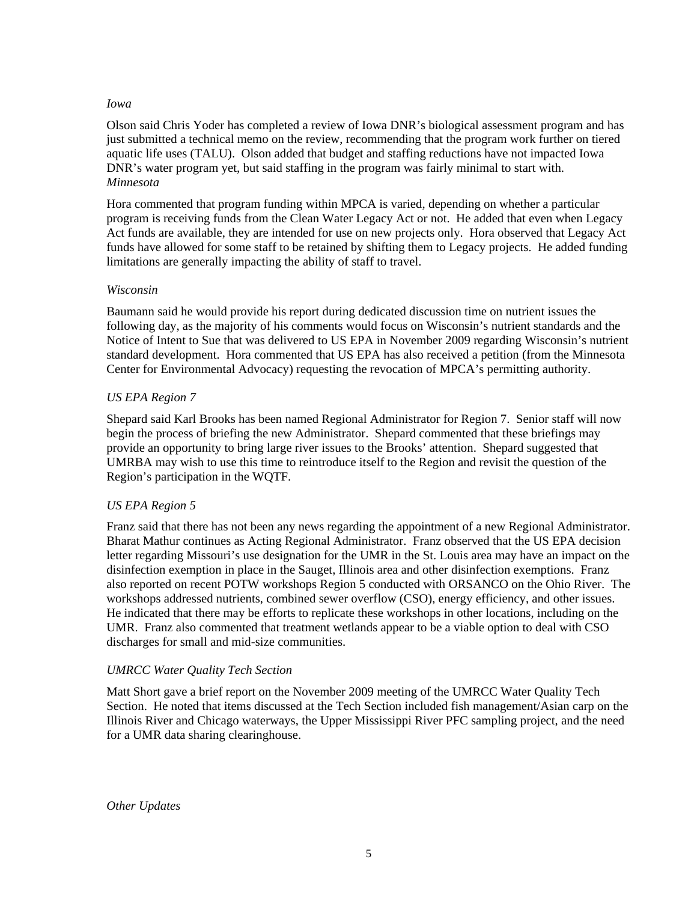*Iowa*

Olson said Chris Yoder has completed a review of Iowa DNR's biological assessment program and has just submitted a technical memo on the review, recommending that the program work further on tiered aquatic life uses (TALU). Olson added that budget and staffing reductions have not impacted Iowa DNR's water program yet, but said staffing in the program was fairly minimal to start with.

*Minnesota*

Hora commented that program funding within MPCA is varied, depending on whether a particular program is receiving funds from the Clean Water Legacy Act or not. He added that even when Legacy Act funds are available, they are intended for use on new projects only. Hora observed that Legacy Act funds have allowed for some staff to be retained by shifting them to Legacy projects. He added funding limitations are generally impacting the ability of staff to travel.

*Wisconsin*

Baumann said he would provide his report during dedicated discussion time on nutrient issues the following day, as the majority of his comments would focus on Wisconsin's nutrient standards and the Notice of Intent to Sue that was delivered to US EPA in November 2009 regarding Wisconsin's nutrient standard development. Hora commented that US EPA has also received a petition (from the Minnesota Center for Environmental Advocacy) requesting the revocation of MPCA's permitting authority.

*US EPA Region 7*

Shepard said Karl Brooks has been named Regional Administrator for Region 7. Senior staff will now begin the process of briefing the new Administrator. Shepard commented that these briefings may provide an opportunity to bring large river issues to the Brooks' attention. Shepard suggested that UMRBA may wish to use this time to reintroduce itself to the Region and revisit the question of the Region's participation in the WQTF.

*US EPA Region 5*

Franz said that there has not been any news regarding the appointment of a new Regional Administrator. Bharat Mathur continues as Acting Regional Administrator. Franz observed that the US EPA decision letter regarding Missouri's use designation for the UMR in the St. Louis area may have an impact on the disinfection exemption in place in the Sauget, Illinois area and other disinfection exemptions. Franz also reported on recent POTW workshops Region 5 conducted with ORSANCO on the Ohio River. The workshops addressed nutrients, combined sewer overflow (CSO), energy efficiency, and other issues. He indicated that there may be efforts to replicate these workshops in other locations, including on the UMR. Franz also commented that treatment wetlands appear to be a viable option to deal with CSO discharges for small and mid-size communities.

*UMRCC Water Quality Tech Section*

Matt Short gave a brief report on the November 2009 meeting of the UMRCC Water Quality Tech Section. He noted that items discussed at the Tech Section included fish management/Asian carp on the Illinois River and Chicago waterways, the Upper Mississippi River PFC sampling project, and the need for a UMR data sharing clearinghouse.

*Other Updates*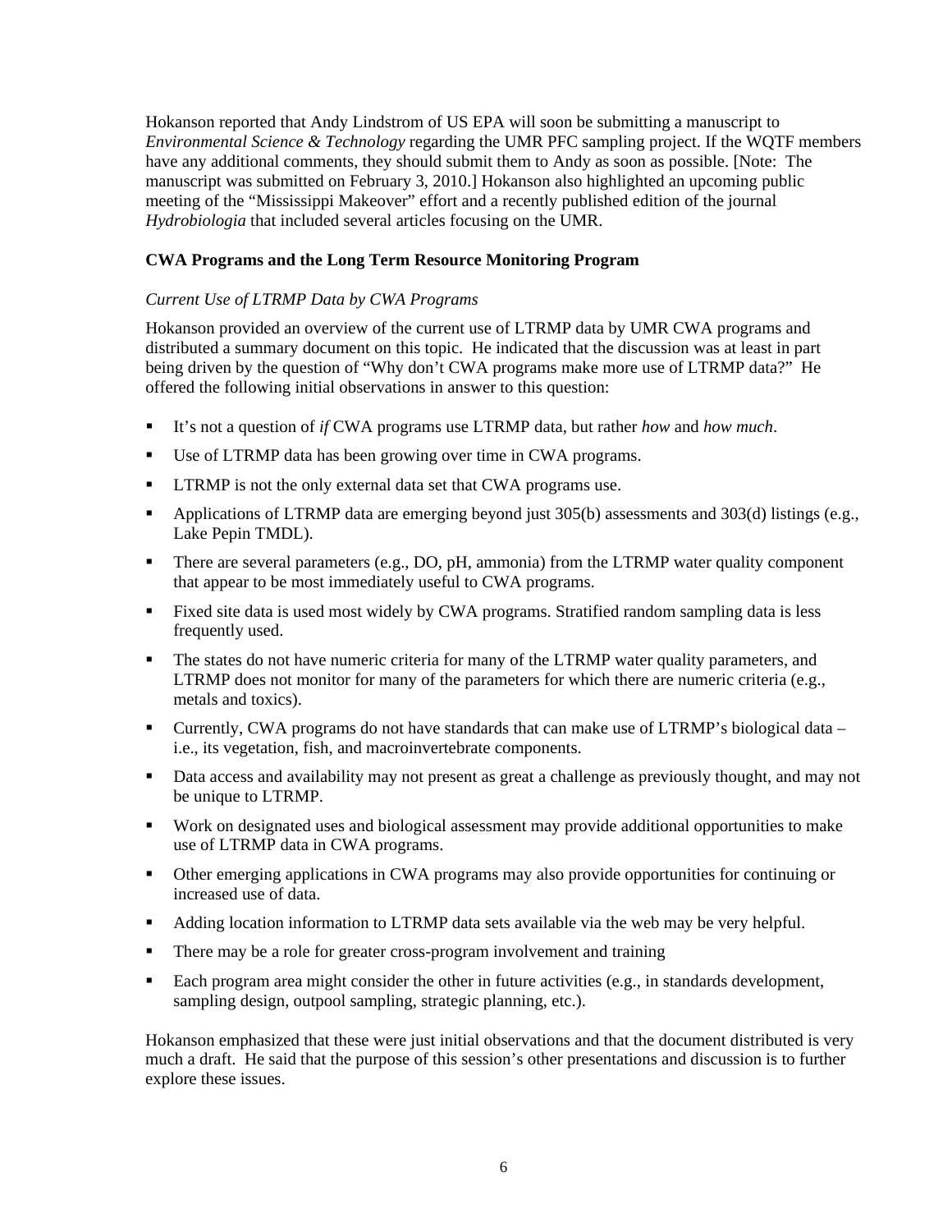Hokanson reported that Andy Lindstrom of US EPA will soon be submitting a manuscript to *Environmental Science & Technology* regarding the UMR PFC sampling project. If the WQTF members have any additional comments, they should submit them to Andy as soon as possible. [Note: The manuscript was submitted on February 3, 2010.] Hokanson also highlighted an upcoming public meeting of the "Mississippi Makeover" effort and a recently published edition of the journal *Hydrobiologia* that included several articles focusing on the UMR.

**CWA Programs and the Long Term Resource Monitoring Program**

*Current Use of LTRMP Data by CWA Programs*

Hokanson provided an overview of the current use of LTRMP data by UMR CWA programs and distributed a summary document on this topic. He indicated that the discussion was at least in part being driven by the question of "Why don't CWA programs make more use of LTRMP data?" He offered the following initial observations in answer to this question:

- It's not a question of *if* CWA programs use LTRMP data, but rather *how* and *how much*.
- Use of LTRMP data has been growing over time in CWA programs.
- LTRMP is not the only external data set that CWA programs use.
- Applications of LTRMP data are emerging beyond just 305(b) assessments and 303(d) listings (e.g., Lake Pepin TMDL).
- There are several parameters (e.g., DO, pH, ammonia) from the LTRMP water quality component that appear to be most immediately useful to CWA programs.
- Fixed site data is used most widely by CWA programs. Stratified random sampling data is less frequently used.
- The states do not have numeric criteria for many of the LTRMP water quality parameters, and LTRMP does not monitor for many of the parameters for which there are numeric criteria (e.g., metals and toxics).
- Currently, CWA programs do not have standards that can make use of LTRMP's biological data – i.e., its vegetation, fish, and macroinvertebrate components.
- Data access and availability may not present as great a challenge as previously thought, and may not be unique to LTRMP.
- Work on designated uses and biological assessment may provide additional opportunities to make use of LTRMP data in CWA programs.
- Other emerging applications in CWA programs may also provide opportunities for continuing or increased use of data.
- Adding location information to LTRMP data sets available via the web may be very helpful.
- There may be a role for greater cross-program involvement and training
- Each program area might consider the other in future activities (e.g., in standards development, sampling design, outpool sampling, strategic planning, etc.).

Hokanson emphasized that these were just initial observations and that the document distributed is very much a draft. He said that the purpose of this session's other presentations and discussion is to further explore these issues.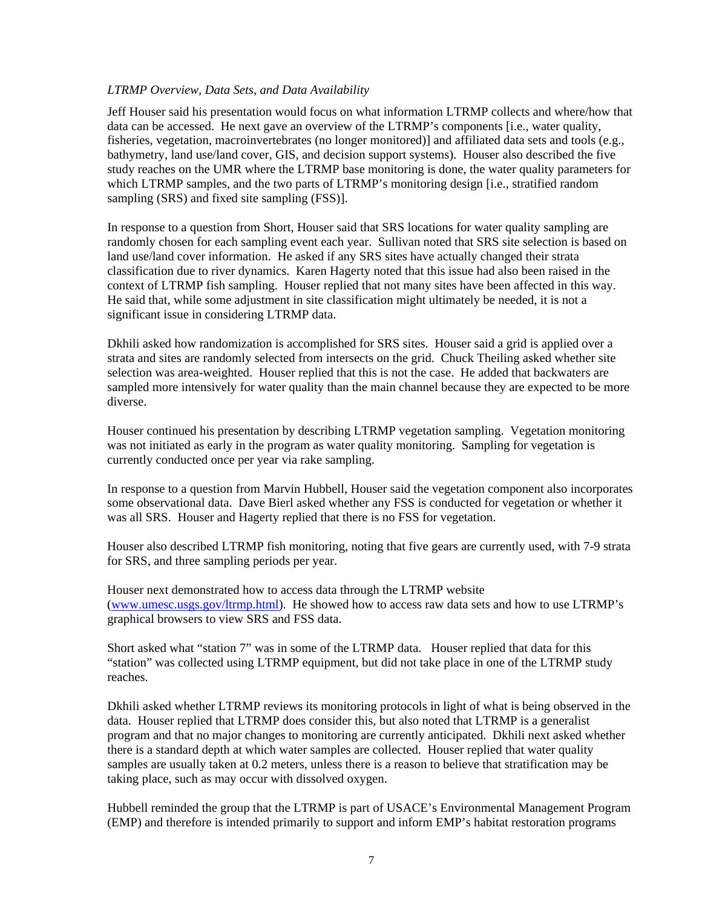*LTRMP Overview, Data Sets, and Data Availability*

Jeff Houser said his presentation would focus on what information LTRMP collects and where/how that data can be accessed. He next gave an overview of the LTRMP's components [i.e., water quality, fisheries, vegetation, macroinvertebrates (no longer monitored)] and affiliated data sets and tools (e.g., bathymetry, land use/land cover, GIS, and decision support systems). Houser also described the five study reaches on the UMR where the LTRMP base monitoring is done, the water quality parameters for which LTRMP samples, and the two parts of LTRMP's monitoring design [i.e., stratified random sampling (SRS) and fixed site sampling (FSS)].

In response to a question from Short, Houser said that SRS locations for water quality sampling are randomly chosen for each sampling event each year. Sullivan noted that SRS site selection is based on land use/land cover information. He asked if any SRS sites have actually changed their strata classification due to river dynamics. Karen Hagerty noted that this issue had also been raised in the context of LTRMP fish sampling. Houser replied that not many sites have been affected in this way. He said that, while some adjustment in site classification might ultimately be needed, it is not a significant issue in considering LTRMP data.

Dkhili asked how randomization is accomplished for SRS sites. Houser said a grid is applied over a strata and sites are randomly selected from intersects on the grid. Chuck Theiling asked whether site selection was area-weighted. Houser replied that this is not the case. He added that backwaters are sampled more intensively for water quality than the main channel because they are expected to be more diverse.

Houser continued his presentation by describing LTRMP vegetation sampling. Vegetation monitoring was not initiated as early in the program as water quality monitoring. Sampling for vegetation is currently conducted once per year via rake sampling.

In response to a question from Marvin Hubbell, Houser said the vegetation component also incorporates some observational data. Dave Bierl asked whether any FSS is conducted for vegetation or whether it was all SRS. Houser and Hagerty replied that there is no FSS for vegetation.

Houser also described LTRMP fish monitoring, noting that five gears are currently used, with 7-9 strata for SRS, and three sampling periods per year.

Houser next demonstrated how to access data through the LTRMP website (www.umesc.usgs.gov/ltrmp.html). He showed how to access raw data sets and how to use LTRMP's graphical browsers to view SRS and FSS data.

Short asked what "station 7" was in some of the LTRMP data. Houser replied that data for this "station" was collected using LTRMP equipment, but did not take place in one of the LTRMP study reaches.

Dkhili asked whether LTRMP reviews its monitoring protocols in light of what is being observed in the data. Houser replied that LTRMP does consider this, but also noted that LTRMP is a generalist program and that no major changes to monitoring are currently anticipated. Dkhili next asked whether there is a standard depth at which water samples are collected. Houser replied that water quality samples are usually taken at 0.2 meters, unless there is a reason to believe that stratification may be taking place, such as may occur with dissolved oxygen.

Hubbell reminded the group that the LTRMP is part of USACE's Environmental Management Program (EMP) and therefore is intended primarily to support and inform EMP's habitat restoration programs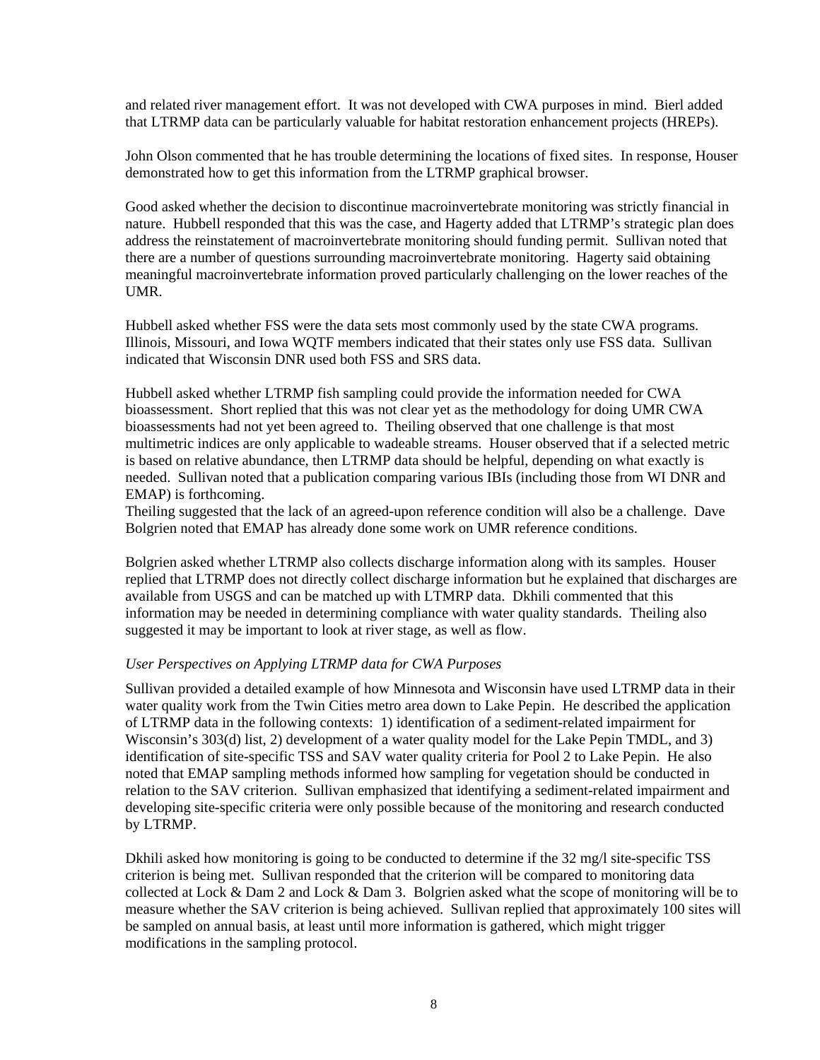and related river management effort. It was not developed with CWA purposes in mind. Bierl added that LTRMP data can be particularly valuable for habitat restoration enhancement projects (HREPs).

John Olson commented that he has trouble determining the locations of fixed sites. In response, Houser demonstrated how to get this information from the LTRMP graphical browser.

Good asked whether the decision to discontinue macroinvertebrate monitoring was strictly financial in nature. Hubbell responded that this was the case, and Hagerty added that LTRMP's strategic plan does address the reinstatement of macroinvertebrate monitoring should funding permit. Sullivan noted that there are a number of questions surrounding macroinvertebrate monitoring. Hagerty said obtaining meaningful macroinvertebrate information proved particularly challenging on the lower reaches of the UMR.

Hubbell asked whether FSS were the data sets most commonly used by the state CWA programs. Illinois, Missouri, and Iowa WQTF members indicated that their states only use FSS data. Sullivan indicated that Wisconsin DNR used both FSS and SRS data.

Hubbell asked whether LTRMP fish sampling could provide the information needed for CWA bioassessment. Short replied that this was not clear yet as the methodology for doing UMR CWA bioassessments had not yet been agreed to. Theiling observed that one challenge is that most multimetric indices are only applicable to wadeable streams. Houser observed that if a selected metric is based on relative abundance, then LTRMP data should be helpful, depending on what exactly is needed. Sullivan noted that a publication comparing various IBIs (including those from WI DNR and EMAP) is forthcoming.
Theiling suggested that the lack of an agreed-upon reference condition will also be a challenge. Dave Bolgrien noted that EMAP has already done some work on UMR reference conditions.

Bolgrien asked whether LTRMP also collects discharge information along with its samples. Houser replied that LTRMP does not directly collect discharge information but he explained that discharges are available from USGS and can be matched up with LTMRP data. Dkhili commented that this information may be needed in determining compliance with water quality standards. Theiling also suggested it may be important to look at river stage, as well as flow.

*User Perspectives on Applying LTRMP data for CWA Purposes*

Sullivan provided a detailed example of how Minnesota and Wisconsin have used LTRMP data in their water quality work from the Twin Cities metro area down to Lake Pepin. He described the application of LTRMP data in the following contexts: 1) identification of a sediment-related impairment for Wisconsin's 303(d) list, 2) development of a water quality model for the Lake Pepin TMDL, and 3) identification of site-specific TSS and SAV water quality criteria for Pool 2 to Lake Pepin. He also noted that EMAP sampling methods informed how sampling for vegetation should be conducted in relation to the SAV criterion. Sullivan emphasized that identifying a sediment-related impairment and developing site-specific criteria were only possible because of the monitoring and research conducted by LTRMP.

Dkhili asked how monitoring is going to be conducted to determine if the 32 mg/l site-specific TSS criterion is being met. Sullivan responded that the criterion will be compared to monitoring data collected at Lock & Dam 2 and Lock & Dam 3. Bolgrien asked what the scope of monitoring will be to measure whether the SAV criterion is being achieved. Sullivan replied that approximately 100 sites will be sampled on annual basis, at least until more information is gathered, which might trigger modifications in the sampling protocol.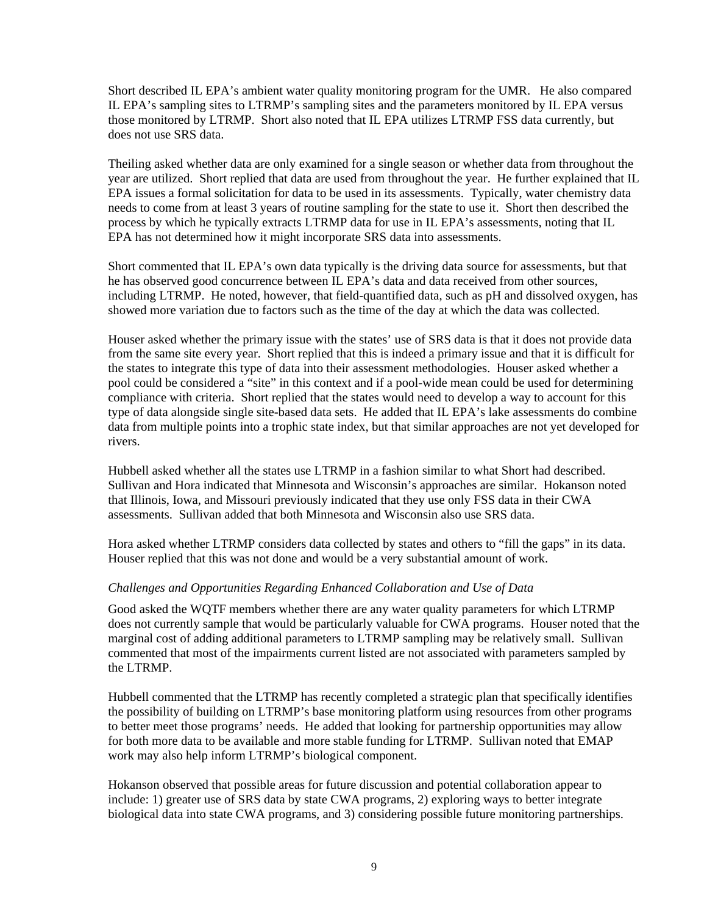Short described IL EPA's ambient water quality monitoring program for the UMR. He also compared IL EPA's sampling sites to LTRMP's sampling sites and the parameters monitored by IL EPA versus those monitored by LTRMP. Short also noted that IL EPA utilizes LTRMP FSS data currently, but does not use SRS data.

Theiling asked whether data are only examined for a single season or whether data from throughout the year are utilized. Short replied that data are used from throughout the year. He further explained that IL EPA issues a formal solicitation for data to be used in its assessments. Typically, water chemistry data needs to come from at least 3 years of routine sampling for the state to use it. Short then described the process by which he typically extracts LTRMP data for use in IL EPA's assessments, noting that IL EPA has not determined how it might incorporate SRS data into assessments.

Short commented that IL EPA's own data typically is the driving data source for assessments, but that he has observed good concurrence between IL EPA's data and data received from other sources, including LTRMP. He noted, however, that field-quantified data, such as pH and dissolved oxygen, has showed more variation due to factors such as the time of the day at which the data was collected.

Houser asked whether the primary issue with the states' use of SRS data is that it does not provide data from the same site every year. Short replied that this is indeed a primary issue and that it is difficult for the states to integrate this type of data into their assessment methodologies. Houser asked whether a pool could be considered a "site" in this context and if a pool-wide mean could be used for determining compliance with criteria. Short replied that the states would need to develop a way to account for this type of data alongside single site-based data sets. He added that IL EPA's lake assessments do combine data from multiple points into a trophic state index, but that similar approaches are not yet developed for rivers.

Hubbell asked whether all the states use LTRMP in a fashion similar to what Short had described. Sullivan and Hora indicated that Minnesota and Wisconsin's approaches are similar. Hokanson noted that Illinois, Iowa, and Missouri previously indicated that they use only FSS data in their CWA assessments. Sullivan added that both Minnesota and Wisconsin also use SRS data.

Hora asked whether LTRMP considers data collected by states and others to "fill the gaps" in its data. Houser replied that this was not done and would be a very substantial amount of work.

*Challenges and Opportunities Regarding Enhanced Collaboration and Use of Data*

Good asked the WQTF members whether there are any water quality parameters for which LTRMP does not currently sample that would be particularly valuable for CWA programs. Houser noted that the marginal cost of adding additional parameters to LTRMP sampling may be relatively small. Sullivan commented that most of the impairments current listed are not associated with parameters sampled by the LTRMP.

Hubbell commented that the LTRMP has recently completed a strategic plan that specifically identifies the possibility of building on LTRMP's base monitoring platform using resources from other programs to better meet those programs' needs. He added that looking for partnership opportunities may allow for both more data to be available and more stable funding for LTRMP. Sullivan noted that EMAP work may also help inform LTRMP's biological component.

Hokanson observed that possible areas for future discussion and potential collaboration appear to include: 1) greater use of SRS data by state CWA programs, 2) exploring ways to better integrate biological data into state CWA programs, and 3) considering possible future monitoring partnerships.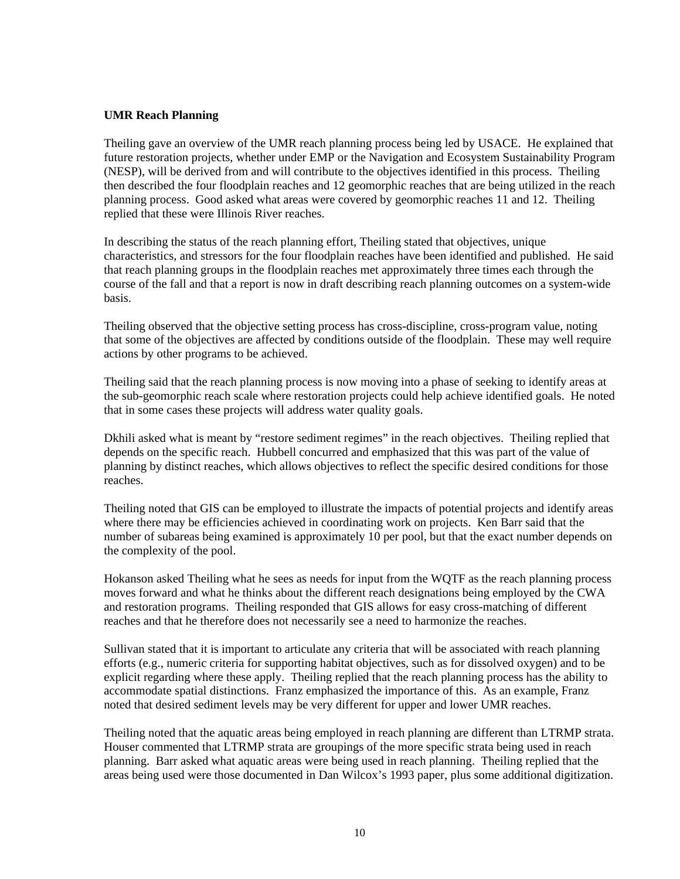**UMR Reach Planning**

Theiling gave an overview of the UMR reach planning process being led by USACE. He explained that future restoration projects, whether under EMP or the Navigation and Ecosystem Sustainability Program (NESP), will be derived from and will contribute to the objectives identified in this process. Theiling then described the four floodplain reaches and 12 geomorphic reaches that are being utilized in the reach planning process. Good asked what areas were covered by geomorphic reaches 11 and 12. Theiling replied that these were Illinois River reaches.

In describing the status of the reach planning effort, Theiling stated that objectives, unique characteristics, and stressors for the four floodplain reaches have been identified and published. He said that reach planning groups in the floodplain reaches met approximately three times each through the course of the fall and that a report is now in draft describing reach planning outcomes on a system-wide basis.

Theiling observed that the objective setting process has cross-discipline, cross-program value, noting that some of the objectives are affected by conditions outside of the floodplain. These may well require actions by other programs to be achieved.

Theiling said that the reach planning process is now moving into a phase of seeking to identify areas at the sub-geomorphic reach scale where restoration projects could help achieve identified goals. He noted that in some cases these projects will address water quality goals.

Dkhili asked what is meant by "restore sediment regimes" in the reach objectives. Theiling replied that depends on the specific reach. Hubbell concurred and emphasized that this was part of the value of planning by distinct reaches, which allows objectives to reflect the specific desired conditions for those reaches.

Theiling noted that GIS can be employed to illustrate the impacts of potential projects and identify areas where there may be efficiencies achieved in coordinating work on projects. Ken Barr said that the number of subareas being examined is approximately 10 per pool, but that the exact number depends on the complexity of the pool.

Hokanson asked Theiling what he sees as needs for input from the WQTF as the reach planning process moves forward and what he thinks about the different reach designations being employed by the CWA and restoration programs. Theiling responded that GIS allows for easy cross-matching of different reaches and that he therefore does not necessarily see a need to harmonize the reaches.

Sullivan stated that it is important to articulate any criteria that will be associated with reach planning efforts (e.g., numeric criteria for supporting habitat objectives, such as for dissolved oxygen) and to be explicit regarding where these apply. Theiling replied that the reach planning process has the ability to accommodate spatial distinctions. Franz emphasized the importance of this. As an example, Franz noted that desired sediment levels may be very different for upper and lower UMR reaches.

Theiling noted that the aquatic areas being employed in reach planning are different than LTRMP strata. Houser commented that LTRMP strata are groupings of the more specific strata being used in reach planning. Barr asked what aquatic areas were being used in reach planning. Theiling replied that the areas being used were those documented in Dan Wilcox's 1993 paper, plus some additional digitization.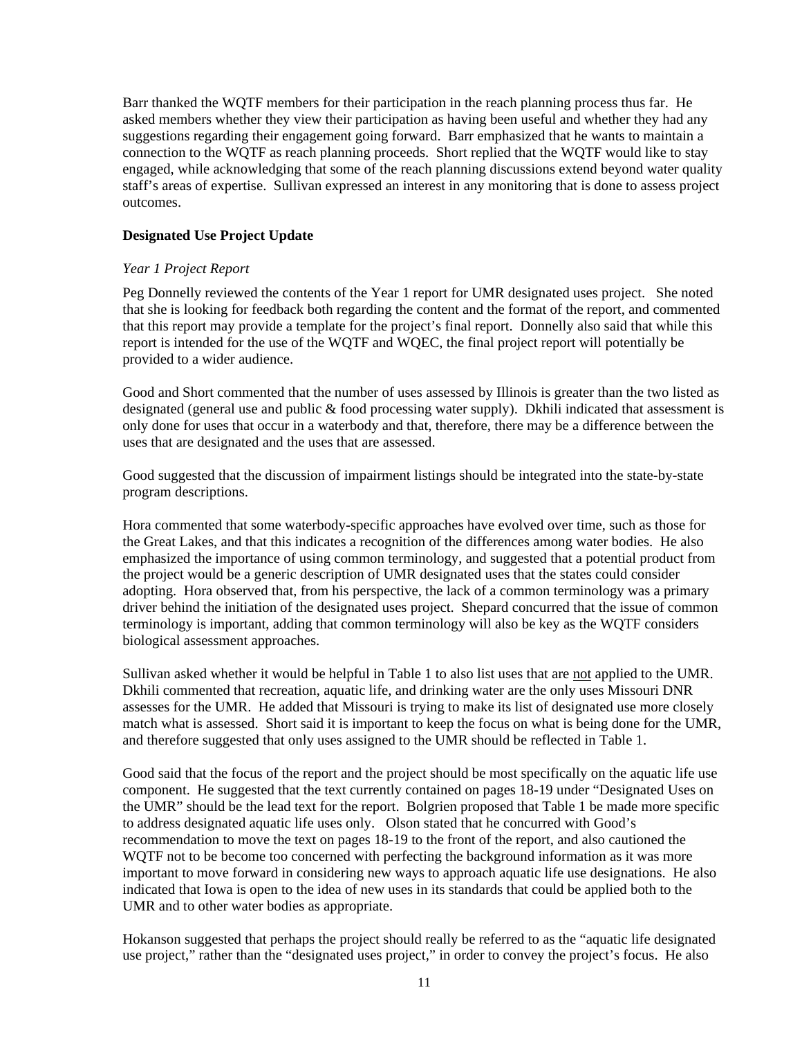Barr thanked the WQTF members for their participation in the reach planning process thus far. He asked members whether they view their participation as having been useful and whether they had any suggestions regarding their engagement going forward. Barr emphasized that he wants to maintain a connection to the WQTF as reach planning proceeds. Short replied that the WQTF would like to stay engaged, while acknowledging that some of the reach planning discussions extend beyond water quality staff's areas of expertise. Sullivan expressed an interest in any monitoring that is done to assess project outcomes.

**Designated Use Project Update**

*Year 1 Project Report*

Peg Donnelly reviewed the contents of the Year 1 report for UMR designated uses project. She noted that she is looking for feedback both regarding the content and the format of the report, and commented that this report may provide a template for the project's final report. Donnelly also said that while this report is intended for the use of the WQTF and WQEC, the final project report will potentially be provided to a wider audience.

Good and Short commented that the number of uses assessed by Illinois is greater than the two listed as designated (general use and public & food processing water supply). Dkhili indicated that assessment is only done for uses that occur in a waterbody and that, therefore, there may be a difference between the uses that are designated and the uses that are assessed.

Good suggested that the discussion of impairment listings should be integrated into the state-by-state program descriptions.

Hora commented that some waterbody-specific approaches have evolved over time, such as those for the Great Lakes, and that this indicates a recognition of the differences among water bodies. He also emphasized the importance of using common terminology, and suggested that a potential product from the project would be a generic description of UMR designated uses that the states could consider adopting. Hora observed that, from his perspective, the lack of a common terminology was a primary driver behind the initiation of the designated uses project. Shepard concurred that the issue of common terminology is important, adding that common terminology will also be key as the WQTF considers biological assessment approaches.

Sullivan asked whether it would be helpful in Table 1 to also list uses that are <u>not</u> applied to the UMR. Dkhili commented that recreation, aquatic life, and drinking water are the only uses Missouri DNR assesses for the UMR. He added that Missouri is trying to make its list of designated use more closely match what is assessed. Short said it is important to keep the focus on what is being done for the UMR, and therefore suggested that only uses assigned to the UMR should be reflected in Table 1.

Good said that the focus of the report and the project should be most specifically on the aquatic life use component. He suggested that the text currently contained on pages 18-19 under "Designated Uses on the UMR" should be the lead text for the report. Bolgrien proposed that Table 1 be made more specific to address designated aquatic life uses only. Olson stated that he concurred with Good's recommendation to move the text on pages 18-19 to the front of the report, and also cautioned the WQTF not to be become too concerned with perfecting the background information as it was more important to move forward in considering new ways to approach aquatic life use designations. He also indicated that Iowa is open to the idea of new uses in its standards that could be applied both to the UMR and to other water bodies as appropriate.

Hokanson suggested that perhaps the project should really be referred to as the "aquatic life designated use project," rather than the "designated uses project," in order to convey the project's focus. He also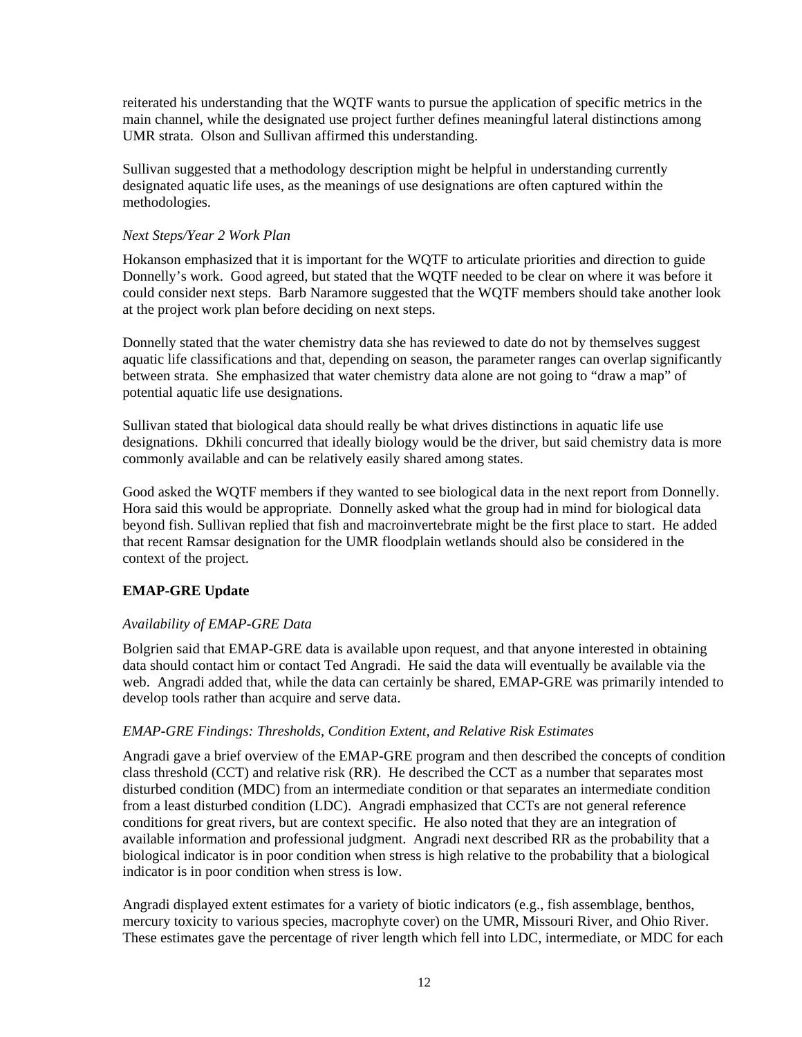reiterated his understanding that the WQTF wants to pursue the application of specific metrics in the main channel, while the designated use project further defines meaningful lateral distinctions among UMR strata. Olson and Sullivan affirmed this understanding.

Sullivan suggested that a methodology description might be helpful in understanding currently designated aquatic life uses, as the meanings of use designations are often captured within the methodologies.

*Next Steps/Year 2 Work Plan*

Hokanson emphasized that it is important for the WQTF to articulate priorities and direction to guide Donnelly's work. Good agreed, but stated that the WQTF needed to be clear on where it was before it could consider next steps. Barb Naramore suggested that the WQTF members should take another look at the project work plan before deciding on next steps.

Donnelly stated that the water chemistry data she has reviewed to date do not by themselves suggest aquatic life classifications and that, depending on season, the parameter ranges can overlap significantly between strata. She emphasized that water chemistry data alone are not going to "draw a map" of potential aquatic life use designations.

Sullivan stated that biological data should really be what drives distinctions in aquatic life use designations. Dkhili concurred that ideally biology would be the driver, but said chemistry data is more commonly available and can be relatively easily shared among states.

Good asked the WQTF members if they wanted to see biological data in the next report from Donnelly. Hora said this would be appropriate. Donnelly asked what the group had in mind for biological data beyond fish. Sullivan replied that fish and macroinvertebrate might be the first place to start. He added that recent Ramsar designation for the UMR floodplain wetlands should also be considered in the context of the project.

**EMAP-GRE Update**

*Availability of EMAP-GRE Data*

Bolgrien said that EMAP-GRE data is available upon request, and that anyone interested in obtaining data should contact him or contact Ted Angradi. He said the data will eventually be available via the web. Angradi added that, while the data can certainly be shared, EMAP-GRE was primarily intended to develop tools rather than acquire and serve data.

*EMAP-GRE Findings: Thresholds, Condition Extent, and Relative Risk Estimates*

Angradi gave a brief overview of the EMAP-GRE program and then described the concepts of condition class threshold (CCT) and relative risk (RR). He described the CCT as a number that separates most disturbed condition (MDC) from an intermediate condition or that separates an intermediate condition from a least disturbed condition (LDC). Angradi emphasized that CCTs are not general reference conditions for great rivers, but are context specific. He also noted that they are an integration of available information and professional judgment. Angradi next described RR as the probability that a biological indicator is in poor condition when stress is high relative to the probability that a biological indicator is in poor condition when stress is low.

Angradi displayed extent estimates for a variety of biotic indicators (e.g., fish assemblage, benthos, mercury toxicity to various species, macrophyte cover) on the UMR, Missouri River, and Ohio River. These estimates gave the percentage of river length which fell into LDC, intermediate, or MDC for each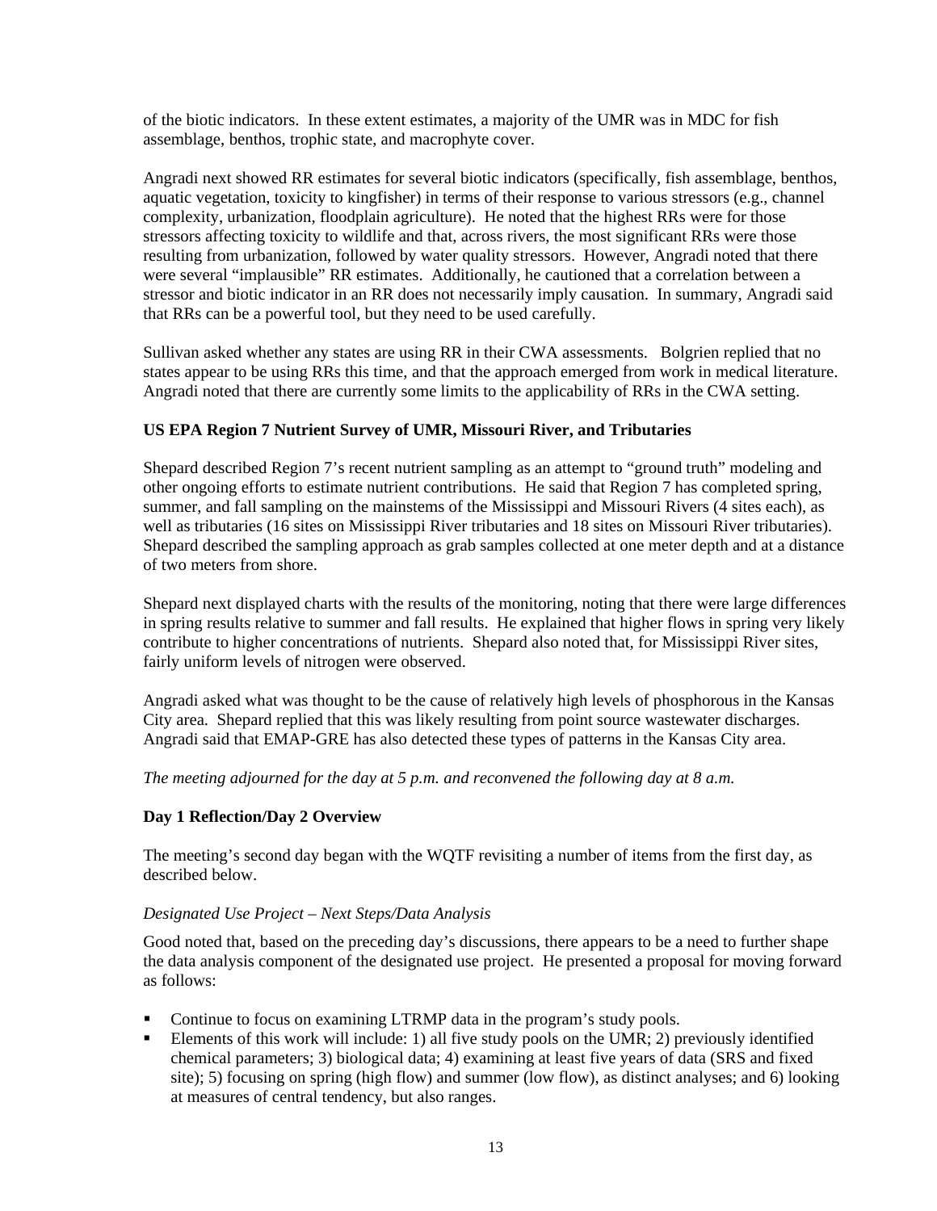of the biotic indicators. In these extent estimates, a majority of the UMR was in MDC for fish assemblage, benthos, trophic state, and macrophyte cover.

Angradi next showed RR estimates for several biotic indicators (specifically, fish assemblage, benthos, aquatic vegetation, toxicity to kingfisher) in terms of their response to various stressors (e.g., channel complexity, urbanization, floodplain agriculture). He noted that the highest RRs were for those stressors affecting toxicity to wildlife and that, across rivers, the most significant RRs were those resulting from urbanization, followed by water quality stressors. However, Angradi noted that there were several "implausible" RR estimates. Additionally, he cautioned that a correlation between a stressor and biotic indicator in an RR does not necessarily imply causation. In summary, Angradi said that RRs can be a powerful tool, but they need to be used carefully.

Sullivan asked whether any states are using RR in their CWA assessments. Bolgrien replied that no states appear to be using RRs this time, and that the approach emerged from work in medical literature. Angradi noted that there are currently some limits to the applicability of RRs in the CWA setting.

**US EPA Region 7 Nutrient Survey of UMR, Missouri River, and Tributaries**

Shepard described Region 7's recent nutrient sampling as an attempt to "ground truth" modeling and other ongoing efforts to estimate nutrient contributions. He said that Region 7 has completed spring, summer, and fall sampling on the mainstems of the Mississippi and Missouri Rivers (4 sites each), as well as tributaries (16 sites on Mississippi River tributaries and 18 sites on Missouri River tributaries). Shepard described the sampling approach as grab samples collected at one meter depth and at a distance of two meters from shore.

Shepard next displayed charts with the results of the monitoring, noting that there were large differences in spring results relative to summer and fall results. He explained that higher flows in spring very likely contribute to higher concentrations of nutrients. Shepard also noted that, for Mississippi River sites, fairly uniform levels of nitrogen were observed.

Angradi asked what was thought to be the cause of relatively high levels of phosphorous in the Kansas City area. Shepard replied that this was likely resulting from point source wastewater discharges. Angradi said that EMAP-GRE has also detected these types of patterns in the Kansas City area.

*The meeting adjourned for the day at 5 p.m. and reconvened the following day at 8 a.m.*

**Day 1 Reflection/Day 2 Overview**

The meeting's second day began with the WQTF revisiting a number of items from the first day, as described below.

*Designated Use Project – Next Steps/Data Analysis*

Good noted that, based on the preceding day's discussions, there appears to be a need to further shape the data analysis component of the designated use project. He presented a proposal for moving forward as follows:

- Continue to focus on examining LTRMP data in the program's study pools.
- Elements of this work will include: 1) all five study pools on the UMR; 2) previously identified chemical parameters; 3) biological data; 4) examining at least five years of data (SRS and fixed site); 5) focusing on spring (high flow) and summer (low flow), as distinct analyses; and 6) looking at measures of central tendency, but also ranges.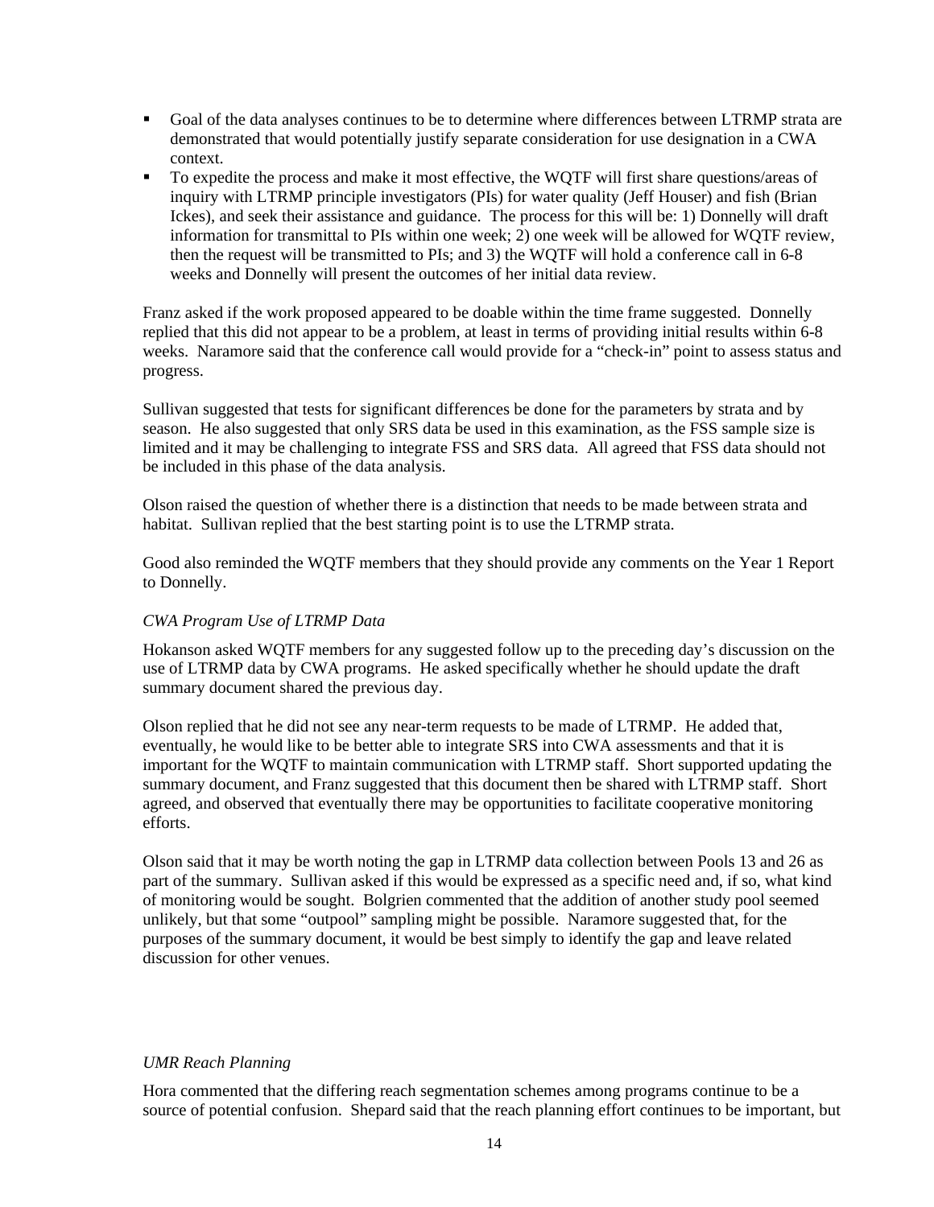- Goal of the data analyses continues to be to determine where differences between LTRMP strata are demonstrated that would potentially justify separate consideration for use designation in a CWA context.
- To expedite the process and make it most effective, the WQTF will first share questions/areas of inquiry with LTRMP principle investigators (PIs) for water quality (Jeff Houser) and fish (Brian Ickes), and seek their assistance and guidance. The process for this will be: 1) Donnelly will draft information for transmittal to PIs within one week; 2) one week will be allowed for WQTF review, then the request will be transmitted to PIs; and 3) the WQTF will hold a conference call in 6-8 weeks and Donnelly will present the outcomes of her initial data review.

Franz asked if the work proposed appeared to be doable within the time frame suggested. Donnelly replied that this did not appear to be a problem, at least in terms of providing initial results within 6-8 weeks. Naramore said that the conference call would provide for a "check-in" point to assess status and progress.

Sullivan suggested that tests for significant differences be done for the parameters by strata and by season. He also suggested that only SRS data be used in this examination, as the FSS sample size is limited and it may be challenging to integrate FSS and SRS data. All agreed that FSS data should not be included in this phase of the data analysis.

Olson raised the question of whether there is a distinction that needs to be made between strata and habitat. Sullivan replied that the best starting point is to use the LTRMP strata.

Good also reminded the WQTF members that they should provide any comments on the Year 1 Report to Donnelly.

*CWA Program Use of LTRMP Data*

Hokanson asked WQTF members for any suggested follow up to the preceding day's discussion on the use of LTRMP data by CWA programs. He asked specifically whether he should update the draft summary document shared the previous day.

Olson replied that he did not see any near-term requests to be made of LTRMP. He added that, eventually, he would like to be better able to integrate SRS into CWA assessments and that it is important for the WQTF to maintain communication with LTRMP staff. Short supported updating the summary document, and Franz suggested that this document then be shared with LTRMP staff. Short agreed, and observed that eventually there may be opportunities to facilitate cooperative monitoring efforts.

Olson said that it may be worth noting the gap in LTRMP data collection between Pools 13 and 26 as part of the summary. Sullivan asked if this would be expressed as a specific need and, if so, what kind of monitoring would be sought. Bolgrien commented that the addition of another study pool seemed unlikely, but that some "outpool" sampling might be possible. Naramore suggested that, for the purposes of the summary document, it would be best simply to identify the gap and leave related discussion for other venues.

*UMR Reach Planning*

Hora commented that the differing reach segmentation schemes among programs continue to be a source of potential confusion. Shepard said that the reach planning effort continues to be important, but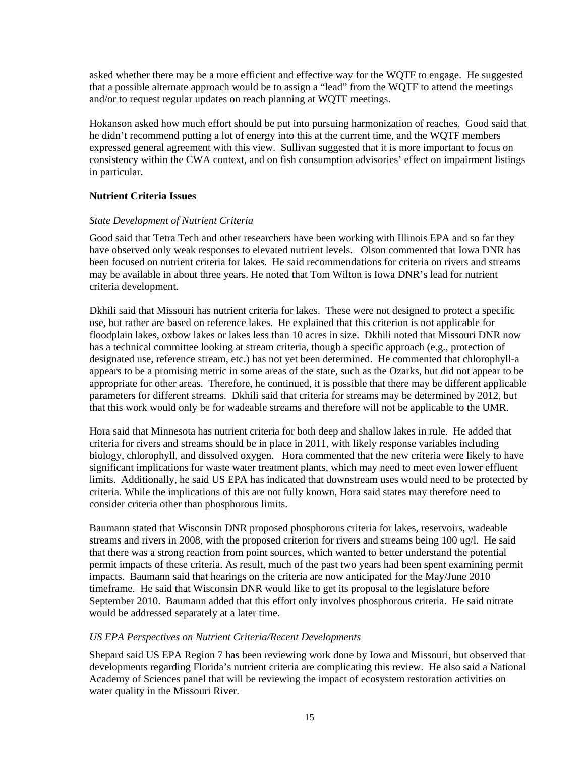asked whether there may be a more efficient and effective way for the WQTF to engage. He suggested that a possible alternate approach would be to assign a "lead" from the WQTF to attend the meetings and/or to request regular updates on reach planning at WQTF meetings.

Hokanson asked how much effort should be put into pursuing harmonization of reaches. Good said that he didn't recommend putting a lot of energy into this at the current time, and the WQTF members expressed general agreement with this view. Sullivan suggested that it is more important to focus on consistency within the CWA context, and on fish consumption advisories' effect on impairment listings in particular.

**Nutrient Criteria Issues**

*State Development of Nutrient Criteria*

Good said that Tetra Tech and other researchers have been working with Illinois EPA and so far they have observed only weak responses to elevated nutrient levels. Olson commented that Iowa DNR has been focused on nutrient criteria for lakes. He said recommendations for criteria on rivers and streams may be available in about three years. He noted that Tom Wilton is Iowa DNR's lead for nutrient criteria development.

Dkhili said that Missouri has nutrient criteria for lakes. These were not designed to protect a specific use, but rather are based on reference lakes. He explained that this criterion is not applicable for floodplain lakes, oxbow lakes or lakes less than 10 acres in size. Dkhili noted that Missouri DNR now has a technical committee looking at stream criteria, though a specific approach (e.g., protection of designated use, reference stream, etc.) has not yet been determined. He commented that chlorophyll-a appears to be a promising metric in some areas of the state, such as the Ozarks, but did not appear to be appropriate for other areas. Therefore, he continued, it is possible that there may be different applicable parameters for different streams. Dkhili said that criteria for streams may be determined by 2012, but that this work would only be for wadeable streams and therefore will not be applicable to the UMR.

Hora said that Minnesota has nutrient criteria for both deep and shallow lakes in rule. He added that criteria for rivers and streams should be in place in 2011, with likely response variables including biology, chlorophyll, and dissolved oxygen. Hora commented that the new criteria were likely to have significant implications for waste water treatment plants, which may need to meet even lower effluent limits. Additionally, he said US EPA has indicated that downstream uses would need to be protected by criteria. While the implications of this are not fully known, Hora said states may therefore need to consider criteria other than phosphorous limits.

Baumann stated that Wisconsin DNR proposed phosphorous criteria for lakes, reservoirs, wadeable streams and rivers in 2008, with the proposed criterion for rivers and streams being 100 ug/l. He said that there was a strong reaction from point sources, which wanted to better understand the potential permit impacts of these criteria. As result, much of the past two years had been spent examining permit impacts. Baumann said that hearings on the criteria are now anticipated for the May/June 2010 timeframe. He said that Wisconsin DNR would like to get its proposal to the legislature before September 2010. Baumann added that this effort only involves phosphorous criteria. He said nitrate would be addressed separately at a later time.

*US EPA Perspectives on Nutrient Criteria/Recent Developments*

Shepard said US EPA Region 7 has been reviewing work done by Iowa and Missouri, but observed that developments regarding Florida's nutrient criteria are complicating this review. He also said a National Academy of Sciences panel that will be reviewing the impact of ecosystem restoration activities on water quality in the Missouri River.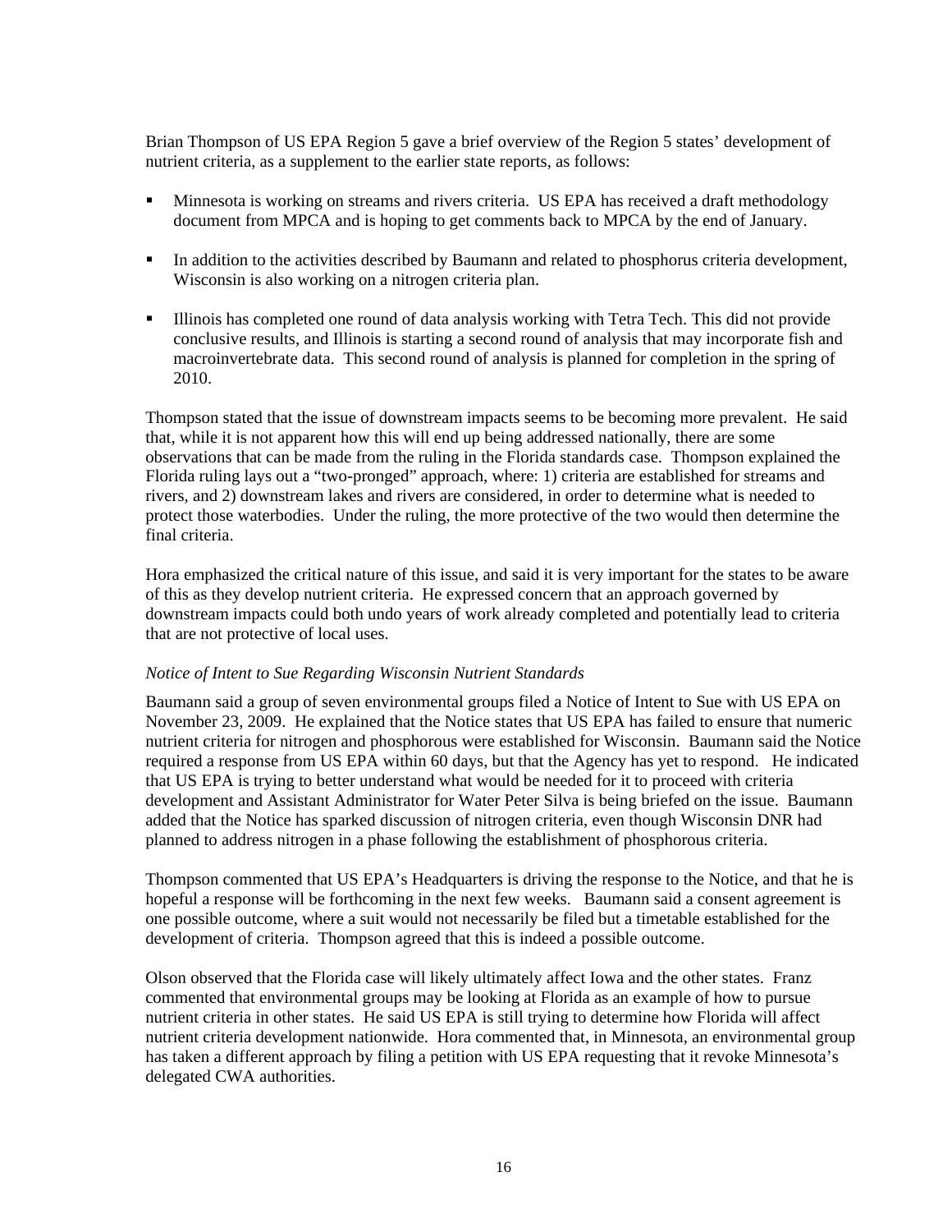Brian Thompson of US EPA Region 5 gave a brief overview of the Region 5 states' development of nutrient criteria, as a supplement to the earlier state reports, as follows:

- Minnesota is working on streams and rivers criteria. US EPA has received a draft methodology document from MPCA and is hoping to get comments back to MPCA by the end of January.
- In addition to the activities described by Baumann and related to phosphorus criteria development, Wisconsin is also working on a nitrogen criteria plan.
- Illinois has completed one round of data analysis working with Tetra Tech. This did not provide conclusive results, and Illinois is starting a second round of analysis that may incorporate fish and macroinvertebrate data. This second round of analysis is planned for completion in the spring of 2010.

Thompson stated that the issue of downstream impacts seems to be becoming more prevalent. He said that, while it is not apparent how this will end up being addressed nationally, there are some observations that can be made from the ruling in the Florida standards case. Thompson explained the Florida ruling lays out a "two-pronged" approach, where: 1) criteria are established for streams and rivers, and 2) downstream lakes and rivers are considered, in order to determine what is needed to protect those waterbodies. Under the ruling, the more protective of the two would then determine the final criteria.

Hora emphasized the critical nature of this issue, and said it is very important for the states to be aware of this as they develop nutrient criteria. He expressed concern that an approach governed by downstream impacts could both undo years of work already completed and potentially lead to criteria that are not protective of local uses.

*Notice of Intent to Sue Regarding Wisconsin Nutrient Standards*

Baumann said a group of seven environmental groups filed a Notice of Intent to Sue with US EPA on November 23, 2009. He explained that the Notice states that US EPA has failed to ensure that numeric nutrient criteria for nitrogen and phosphorous were established for Wisconsin. Baumann said the Notice required a response from US EPA within 60 days, but that the Agency has yet to respond. He indicated that US EPA is trying to better understand what would be needed for it to proceed with criteria development and Assistant Administrator for Water Peter Silva is being briefed on the issue. Baumann added that the Notice has sparked discussion of nitrogen criteria, even though Wisconsin DNR had planned to address nitrogen in a phase following the establishment of phosphorous criteria.

Thompson commented that US EPA's Headquarters is driving the response to the Notice, and that he is hopeful a response will be forthcoming in the next few weeks. Baumann said a consent agreement is one possible outcome, where a suit would not necessarily be filed but a timetable established for the development of criteria. Thompson agreed that this is indeed a possible outcome.

Olson observed that the Florida case will likely ultimately affect Iowa and the other states. Franz commented that environmental groups may be looking at Florida as an example of how to pursue nutrient criteria in other states. He said US EPA is still trying to determine how Florida will affect nutrient criteria development nationwide. Hora commented that, in Minnesota, an environmental group has taken a different approach by filing a petition with US EPA requesting that it revoke Minnesota's delegated CWA authorities.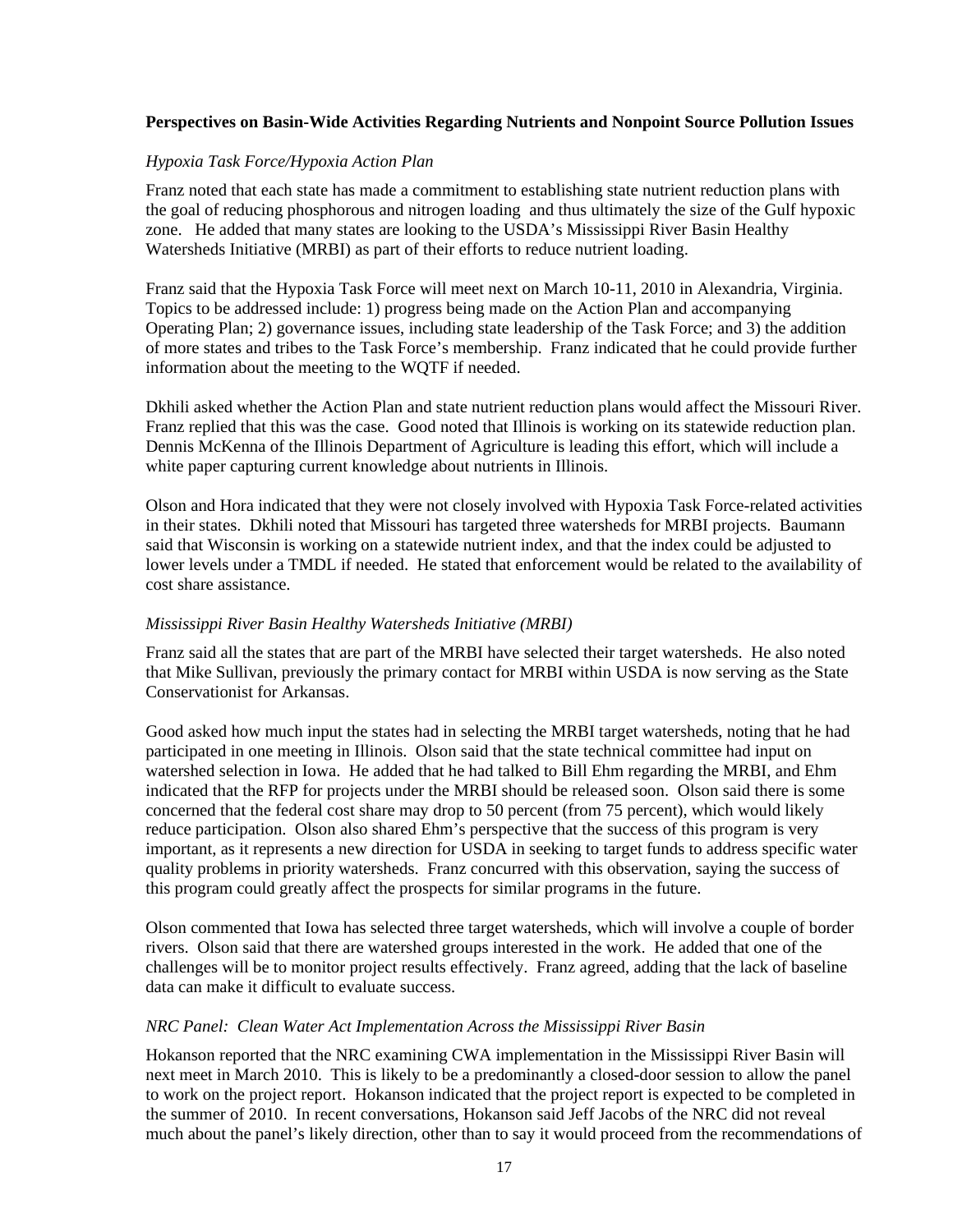**Perspectives on Basin-Wide Activities Regarding Nutrients and Nonpoint Source Pollution Issues**

*Hypoxia Task Force/Hypoxia Action Plan*

Franz noted that each state has made a commitment to establishing state nutrient reduction plans with the goal of reducing phosphorous and nitrogen loading and thus ultimately the size of the Gulf hypoxic zone. He added that many states are looking to the USDA's Mississippi River Basin Healthy Watersheds Initiative (MRBI) as part of their efforts to reduce nutrient loading.

Franz said that the Hypoxia Task Force will meet next on March 10-11, 2010 in Alexandria, Virginia. Topics to be addressed include: 1) progress being made on the Action Plan and accompanying Operating Plan; 2) governance issues, including state leadership of the Task Force; and 3) the addition of more states and tribes to the Task Force's membership. Franz indicated that he could provide further information about the meeting to the WQTF if needed.

Dkhili asked whether the Action Plan and state nutrient reduction plans would affect the Missouri River. Franz replied that this was the case. Good noted that Illinois is working on its statewide reduction plan. Dennis McKenna of the Illinois Department of Agriculture is leading this effort, which will include a white paper capturing current knowledge about nutrients in Illinois.

Olson and Hora indicated that they were not closely involved with Hypoxia Task Force-related activities in their states. Dkhili noted that Missouri has targeted three watersheds for MRBI projects. Baumann said that Wisconsin is working on a statewide nutrient index, and that the index could be adjusted to lower levels under a TMDL if needed. He stated that enforcement would be related to the availability of cost share assistance.

*Mississippi River Basin Healthy Watersheds Initiative (MRBI)*

Franz said all the states that are part of the MRBI have selected their target watersheds. He also noted that Mike Sullivan, previously the primary contact for MRBI within USDA is now serving as the State Conservationist for Arkansas.

Good asked how much input the states had in selecting the MRBI target watersheds, noting that he had participated in one meeting in Illinois. Olson said that the state technical committee had input on watershed selection in Iowa. He added that he had talked to Bill Ehm regarding the MRBI, and Ehm indicated that the RFP for projects under the MRBI should be released soon. Olson said there is some concerned that the federal cost share may drop to 50 percent (from 75 percent), which would likely reduce participation. Olson also shared Ehm's perspective that the success of this program is very important, as it represents a new direction for USDA in seeking to target funds to address specific water quality problems in priority watersheds. Franz concurred with this observation, saying the success of this program could greatly affect the prospects for similar programs in the future.

Olson commented that Iowa has selected three target watersheds, which will involve a couple of border rivers. Olson said that there are watershed groups interested in the work. He added that one of the challenges will be to monitor project results effectively. Franz agreed, adding that the lack of baseline data can make it difficult to evaluate success.

*NRC Panel: Clean Water Act Implementation Across the Mississippi River Basin*

Hokanson reported that the NRC examining CWA implementation in the Mississippi River Basin will next meet in March 2010. This is likely to be a predominantly a closed-door session to allow the panel to work on the project report. Hokanson indicated that the project report is expected to be completed in the summer of 2010. In recent conversations, Hokanson said Jeff Jacobs of the NRC did not reveal much about the panel's likely direction, other than to say it would proceed from the recommendations of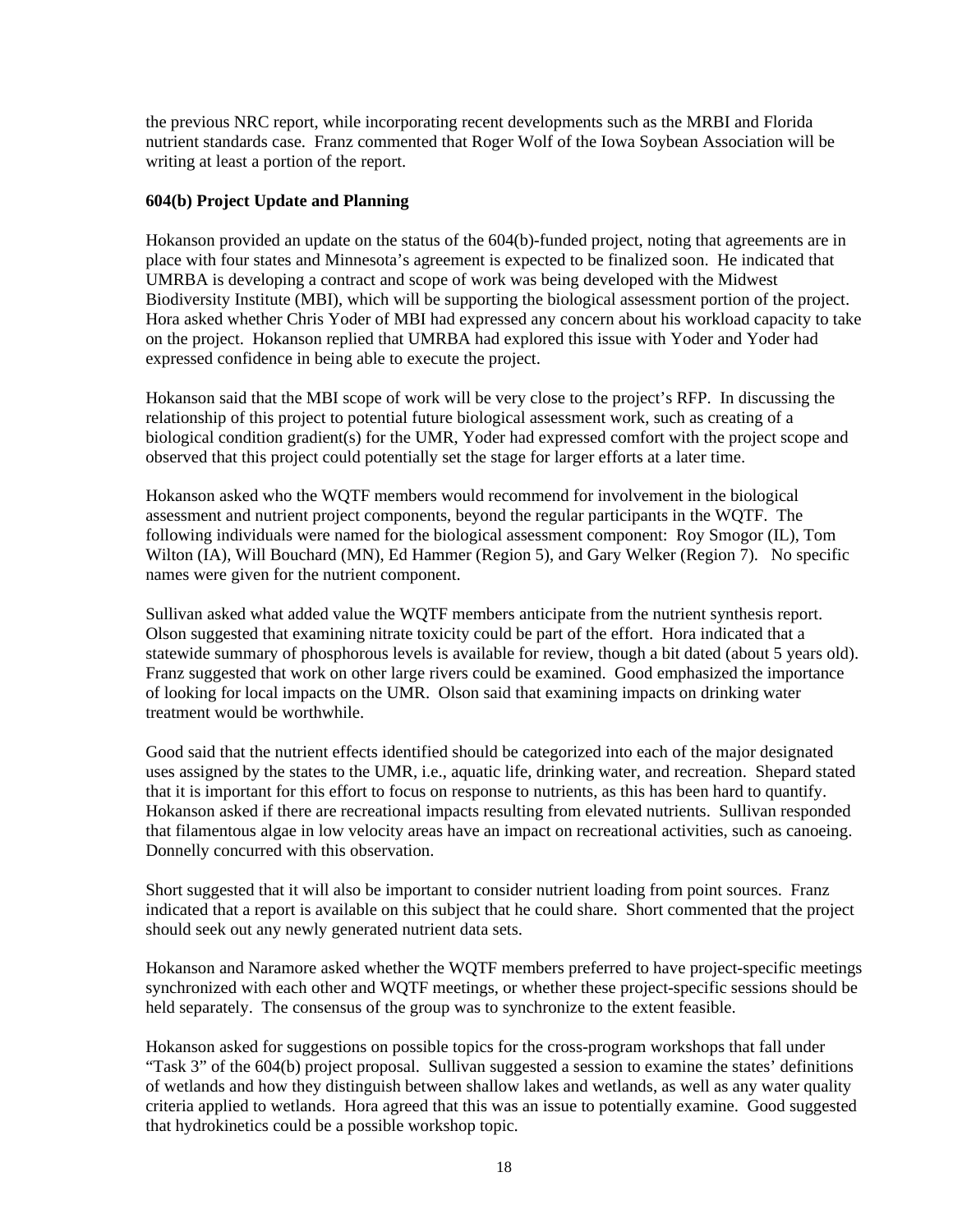the previous NRC report, while incorporating recent developments such as the MRBI and Florida nutrient standards case. Franz commented that Roger Wolf of the Iowa Soybean Association will be writing at least a portion of the report.

**604(b) Project Update and Planning**

Hokanson provided an update on the status of the 604(b)-funded project, noting that agreements are in place with four states and Minnesota's agreement is expected to be finalized soon. He indicated that UMRBA is developing a contract and scope of work was being developed with the Midwest Biodiversity Institute (MBI), which will be supporting the biological assessment portion of the project. Hora asked whether Chris Yoder of MBI had expressed any concern about his workload capacity to take on the project. Hokanson replied that UMRBA had explored this issue with Yoder and Yoder had expressed confidence in being able to execute the project.

Hokanson said that the MBI scope of work will be very close to the project's RFP. In discussing the relationship of this project to potential future biological assessment work, such as creating of a biological condition gradient(s) for the UMR, Yoder had expressed comfort with the project scope and observed that this project could potentially set the stage for larger efforts at a later time.

Hokanson asked who the WQTF members would recommend for involvement in the biological assessment and nutrient project components, beyond the regular participants in the WQTF. The following individuals were named for the biological assessment component: Roy Smogor (IL), Tom Wilton (IA), Will Bouchard (MN), Ed Hammer (Region 5), and Gary Welker (Region 7). No specific names were given for the nutrient component.

Sullivan asked what added value the WQTF members anticipate from the nutrient synthesis report. Olson suggested that examining nitrate toxicity could be part of the effort. Hora indicated that a statewide summary of phosphorous levels is available for review, though a bit dated (about 5 years old). Franz suggested that work on other large rivers could be examined. Good emphasized the importance of looking for local impacts on the UMR. Olson said that examining impacts on drinking water treatment would be worthwhile.

Good said that the nutrient effects identified should be categorized into each of the major designated uses assigned by the states to the UMR, i.e., aquatic life, drinking water, and recreation. Shepard stated that it is important for this effort to focus on response to nutrients, as this has been hard to quantify. Hokanson asked if there are recreational impacts resulting from elevated nutrients. Sullivan responded that filamentous algae in low velocity areas have an impact on recreational activities, such as canoeing. Donnelly concurred with this observation.

Short suggested that it will also be important to consider nutrient loading from point sources. Franz indicated that a report is available on this subject that he could share. Short commented that the project should seek out any newly generated nutrient data sets.

Hokanson and Naramore asked whether the WQTF members preferred to have project-specific meetings synchronized with each other and WQTF meetings, or whether these project-specific sessions should be held separately. The consensus of the group was to synchronize to the extent feasible.

Hokanson asked for suggestions on possible topics for the cross-program workshops that fall under "Task 3" of the 604(b) project proposal. Sullivan suggested a session to examine the states' definitions of wetlands and how they distinguish between shallow lakes and wetlands, as well as any water quality criteria applied to wetlands. Hora agreed that this was an issue to potentially examine. Good suggested that hydrokinetics could be a possible workshop topic.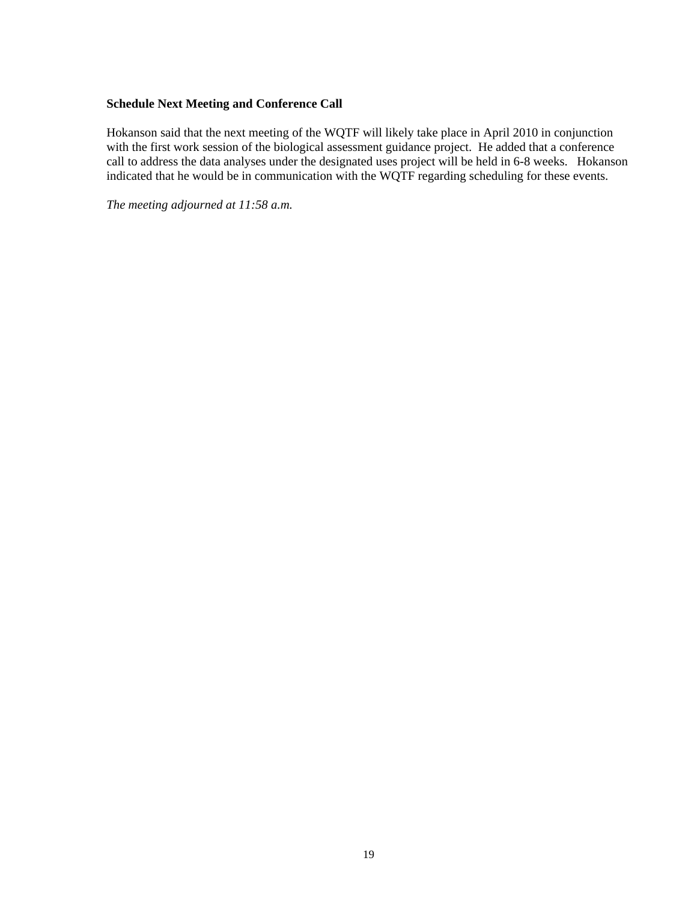**Schedule Next Meeting and Conference Call**

Hokanson said that the next meeting of the WQTF will likely take place in April 2010 in conjunction with the first work session of the biological assessment guidance project. He added that a conference call to address the data analyses under the designated uses project will be held in 6-8 weeks. Hokanson indicated that he would be in communication with the WQTF regarding scheduling for these events.

*The meeting adjourned at 11:58 a.m.*